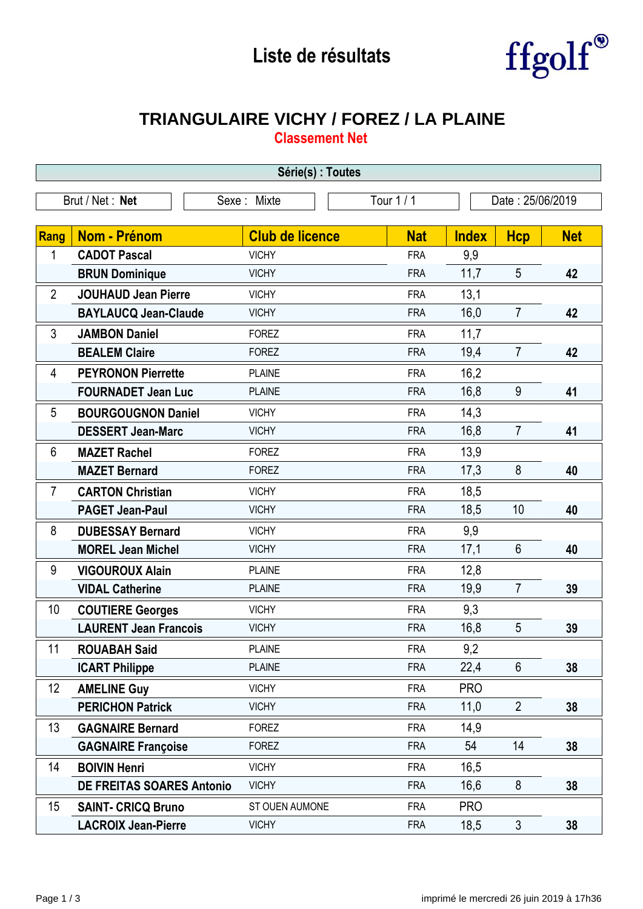# Liste de résultats

ffgolf

## TRIANGULAIRE VICHY / FOREZ / LA PLAINE

**Classement Net**

**Série(s) : Toutes**

| Brut / Net : **Net** | Sexe : Mixte | Tour 1 / 1 | Date : 25/06/2019 |
|---|---|---|---|

| Rang | Nom - Prénom | Club de licence | Nat | Index | Hcp | Net |
|---|---|---|---|---|---|---|
| 1 | **CADOT Pascal** | VICHY | FRA | 9,9 | | |
| | **BRUN Dominique** | VICHY | FRA | 11,7 | 5 | **42** |
| 2 | **JOUHAUD Jean Pierre** | VICHY | FRA | 13,1 | | |
| | **BAYLAUCQ Jean-Claude** | VICHY | FRA | 16,0 | 7 | **42** |
| 3 | **JAMBON Daniel** | FOREZ | FRA | 11,7 | | |
| | **BEALEM Claire** | FOREZ | FRA | 19,4 | 7 | **42** |
| 4 | **PEYRONON Pierrette** | PLAINE | FRA | 16,2 | | |
| | **FOURNADET Jean Luc** | PLAINE | FRA | 16,8 | 9 | **41** |
| 5 | **BOURGOUGNON Daniel** | VICHY | FRA | 14,3 | | |
| | **DESSERT Jean-Marc** | VICHY | FRA | 16,8 | 7 | **41** |
| 6 | **MAZET Rachel** | FOREZ | FRA | 13,9 | | |
| | **MAZET Bernard** | FOREZ | FRA | 17,3 | 8 | **40** |
| 7 | **CARTON Christian** | VICHY | FRA | 18,5 | | |
| | **PAGET Jean-Paul** | VICHY | FRA | 18,5 | 10 | **40** |
| 8 | **DUBESSAY Bernard** | VICHY | FRA | 9,9 | | |
| | **MOREL Jean Michel** | VICHY | FRA | 17,1 | 6 | **40** |
| 9 | **VIGOUROUX Alain** | PLAINE | FRA | 12,8 | | |
| | **VIDAL Catherine** | PLAINE | FRA | 19,9 | 7 | **39** |
| 10 | **COUTIERE Georges** | VICHY | FRA | 9,3 | | |
| | **LAURENT Jean Francois** | VICHY | FRA | 16,8 | 5 | **39** |
| 11 | **ROUABAH Said** | PLAINE | FRA | 9,2 | | |
| | **ICART Philippe** | PLAINE | FRA | 22,4 | 6 | **38** |
| 12 | **AMELINE Guy** | VICHY | FRA | PRO | | |
| | **PERICHON Patrick** | VICHY | FRA | 11,0 | 2 | **38** |
| 13 | **GAGNAIRE Bernard** | FOREZ | FRA | 14,9 | | |
| | **GAGNAIRE Françoise** | FOREZ | FRA | 54 | 14 | **38** |
| 14 | **BOIVIN Henri** | VICHY | FRA | 16,5 | | |
| | **DE FREITAS SOARES Antonio** | VICHY | FRA | 16,6 | 8 | **38** |
| 15 | **SAINT- CRICQ Bruno** | ST OUEN AUMONE | FRA | PRO | | |
| | **LACROIX Jean-Pierre** | VICHY | FRA | 18,5 | 3 | **38** |

imprimé le mercredi 26 juin 2019 à 17h36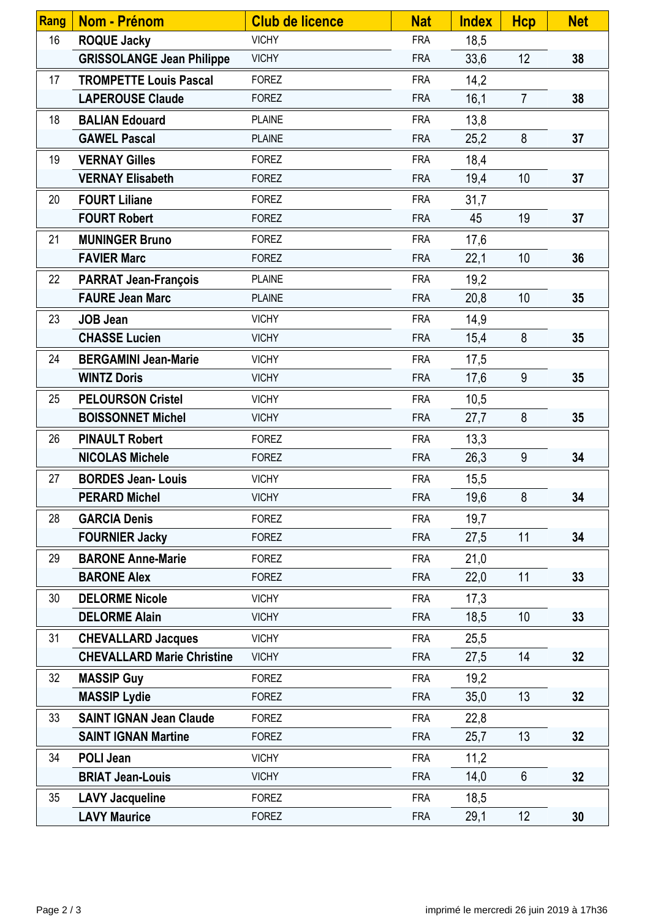| Rang | Nom - Prénom | Club de licence | Nat | Index | Hcp | Net |
|---|---|---|---|---|---|---|
| 16 | **ROQUE Jacky** | VICHY | FRA | 18,5 | | |
| | **GRISSOLANGE Jean Philippe** | VICHY | FRA | 33,6 | 12 | **38** |
| 17 | **TROMPETTE Louis Pascal** | FOREZ | FRA | 14,2 | | |
| | **LAPEROUSE Claude** | FOREZ | FRA | 16,1 | 7 | **38** |
| 18 | **BALIAN Edouard** | PLAINE | FRA | 13,8 | | |
| | **GAWEL Pascal** | PLAINE | FRA | 25,2 | 8 | **37** |
| 19 | **VERNAY Gilles** | FOREZ | FRA | 18,4 | | |
| | **VERNAY Elisabeth** | FOREZ | FRA | 19,4 | 10 | **37** |
| 20 | **FOURT Liliane** | FOREZ | FRA | 31,7 | | |
| | **FOURT Robert** | FOREZ | FRA | 45 | 19 | **37** |
| 21 | **MUNINGER Bruno** | FOREZ | FRA | 17,6 | | |
| | **FAVIER Marc** | FOREZ | FRA | 22,1 | 10 | **36** |
| 22 | **PARRAT Jean-François** | PLAINE | FRA | 19,2 | | |
| | **FAURE Jean Marc** | PLAINE | FRA | 20,8 | 10 | **35** |
| 23 | **JOB Jean** | VICHY | FRA | 14,9 | | |
| | **CHASSE Lucien** | VICHY | FRA | 15,4 | 8 | **35** |
| 24 | **BERGAMINI Jean-Marie** | VICHY | FRA | 17,5 | | |
| | **WINTZ Doris** | VICHY | FRA | 17,6 | 9 | **35** |
| 25 | **PELOURSON Cristel** | VICHY | FRA | 10,5 | | |
| | **BOISSONNET Michel** | VICHY | FRA | 27,7 | 8 | **35** |
| 26 | **PINAULT Robert** | FOREZ | FRA | 13,3 | | |
| | **NICOLAS Michele** | FOREZ | FRA | 26,3 | 9 | **34** |
| 27 | **BORDES Jean- Louis** | VICHY | FRA | 15,5 | | |
| | **PERARD Michel** | VICHY | FRA | 19,6 | 8 | **34** |
| 28 | **GARCIA Denis** | FOREZ | FRA | 19,7 | | |
| | **FOURNIER Jacky** | FOREZ | FRA | 27,5 | 11 | **34** |
| 29 | **BARONE Anne-Marie** | FOREZ | FRA | 21,0 | | |
| | **BARONE Alex** | FOREZ | FRA | 22,0 | 11 | **33** |
| 30 | **DELORME Nicole** | VICHY | FRA | 17,3 | | |
| | **DELORME Alain** | VICHY | FRA | 18,5 | 10 | **33** |
| 31 | **CHEVALLARD Jacques** | VICHY | FRA | 25,5 | | |
| | **CHEVALLARD Marie Christine** | VICHY | FRA | 27,5 | 14 | **32** |
| 32 | **MASSIP Guy** | FOREZ | FRA | 19,2 | | |
| | **MASSIP Lydie** | FOREZ | FRA | 35,0 | 13 | **32** |
| 33 | **SAINT IGNAN Jean Claude** | FOREZ | FRA | 22,8 | | |
| | **SAINT IGNAN Martine** | FOREZ | FRA | 25,7 | 13 | **32** |
| 34 | **POLI Jean** | VICHY | FRA | 11,2 | | |
| | **BRIAT Jean-Louis** | VICHY | FRA | 14,0 | 6 | **32** |
| 35 | **LAVY Jacqueline** | FOREZ | FRA | 18,5 | | |
| | **LAVY Maurice** | FOREZ | FRA | 29,1 | 12 | **30** |

imprimé le mercredi 26 juin 2019 à 17h36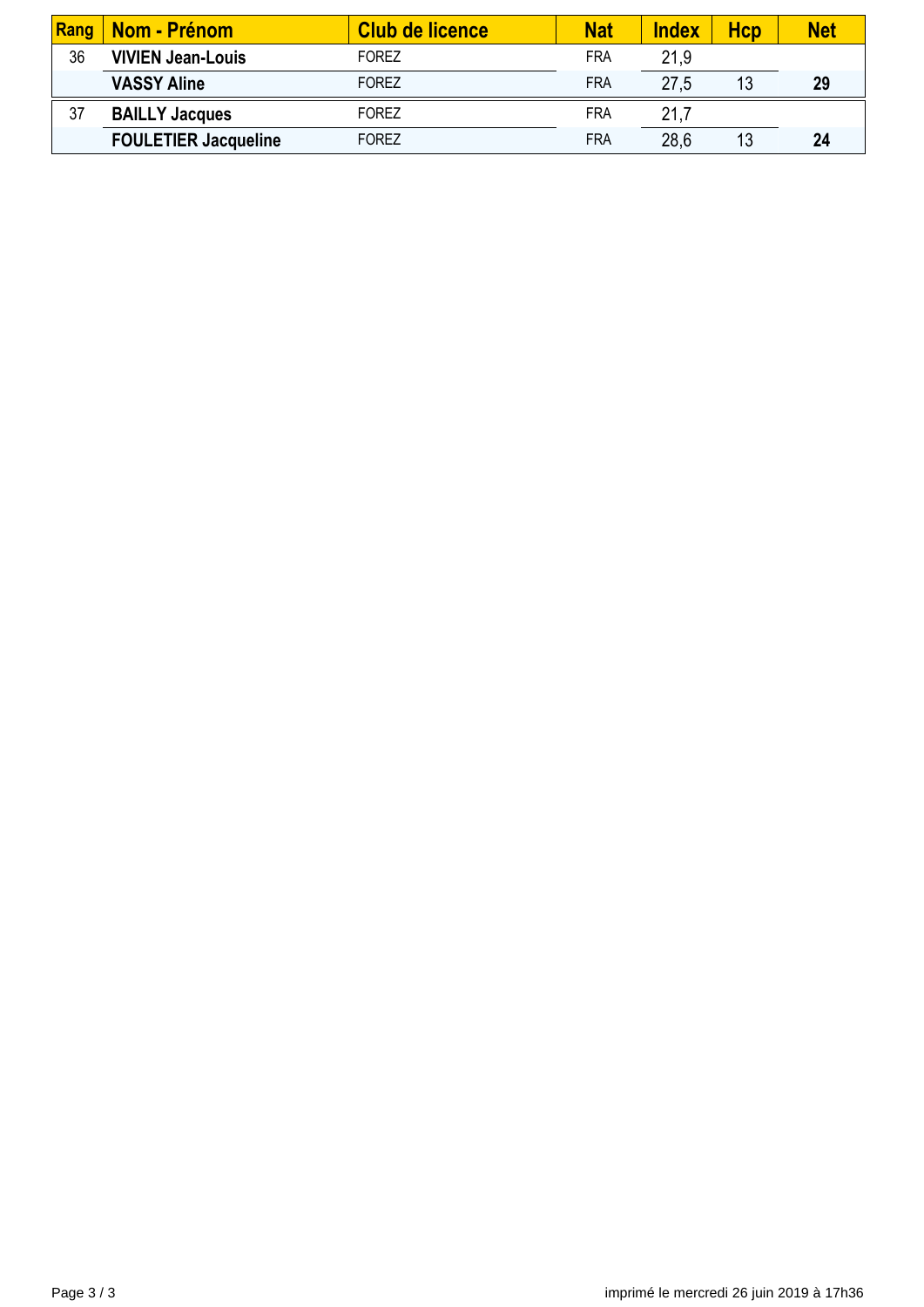| Rang | Nom - Prénom | Club de licence | Nat | Index | Hcp | Net |
|---|---|---|---|---|---|---|
| 36 | **VIVIEN Jean-Louis** | FOREZ | FRA | 21,9 | | |
| | **VASSY Aline** | FOREZ | FRA | 27,5 | 13 | **29** |
| 37 | **BAILLY Jacques** | FOREZ | FRA | 21,7 | | |
| | **FOULETIER Jacqueline** | FOREZ | FRA | 28,6 | 13 | **24** |

imprimé le mercredi 26 juin 2019 à 17h36